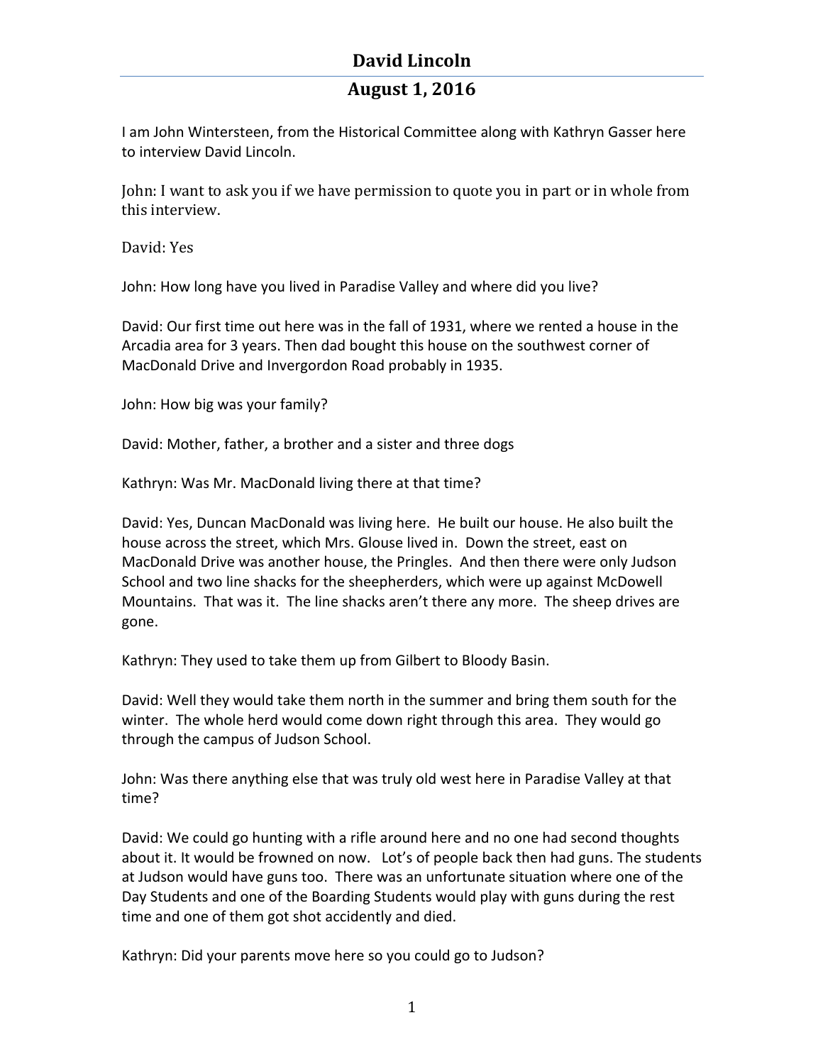# David Lincoln

## August 1, 2016

I am John Wintersteen, from the Historical Committee along with Kathryn Gasser here to interview David Lincoln.

John: I want to ask you if we have permission to quote you in part or in whole from this interview.

David: Yes

John: How long have you lived in Paradise Valley and where did you live?

David: Our first time out here was in the fall of 1931, where we rented a house in the Arcadia area for 3 years. Then dad bought this house on the southwest corner of MacDonald Drive and Invergordon Road probably in 1935.

John: How big was your family?

David: Mother, father, a brother and a sister and three dogs

Kathryn: Was Mr. MacDonald living there at that time?

David: Yes, Duncan MacDonald was living here. He built our house. He also built the house across the street, which Mrs. Glouse lived in. Down the street, east on MacDonald Drive was another house, the Pringles. And then there were only Judson School and two line shacks for the sheepherders, which were up against McDowell Mountains. That was it. The line shacks aren't there any more. The sheep drives are gone.

Kathryn: They used to take them up from Gilbert to Bloody Basin.

David: Well they would take them north in the summer and bring them south for the winter. The whole herd would come down right through this area. They would go through the campus of Judson School.

John: Was there anything else that was truly old west here in Paradise Valley at that time?

David: We could go hunting with a rifle around here and no one had second thoughts about it. It would be frowned on now. Lot's of people back then had guns. The students at Judson would have guns too. There was an unfortunate situation where one of the Day Students and one of the Boarding Students would play with guns during the rest time and one of them got shot accidently and died.

Kathryn: Did your parents move here so you could go to Judson?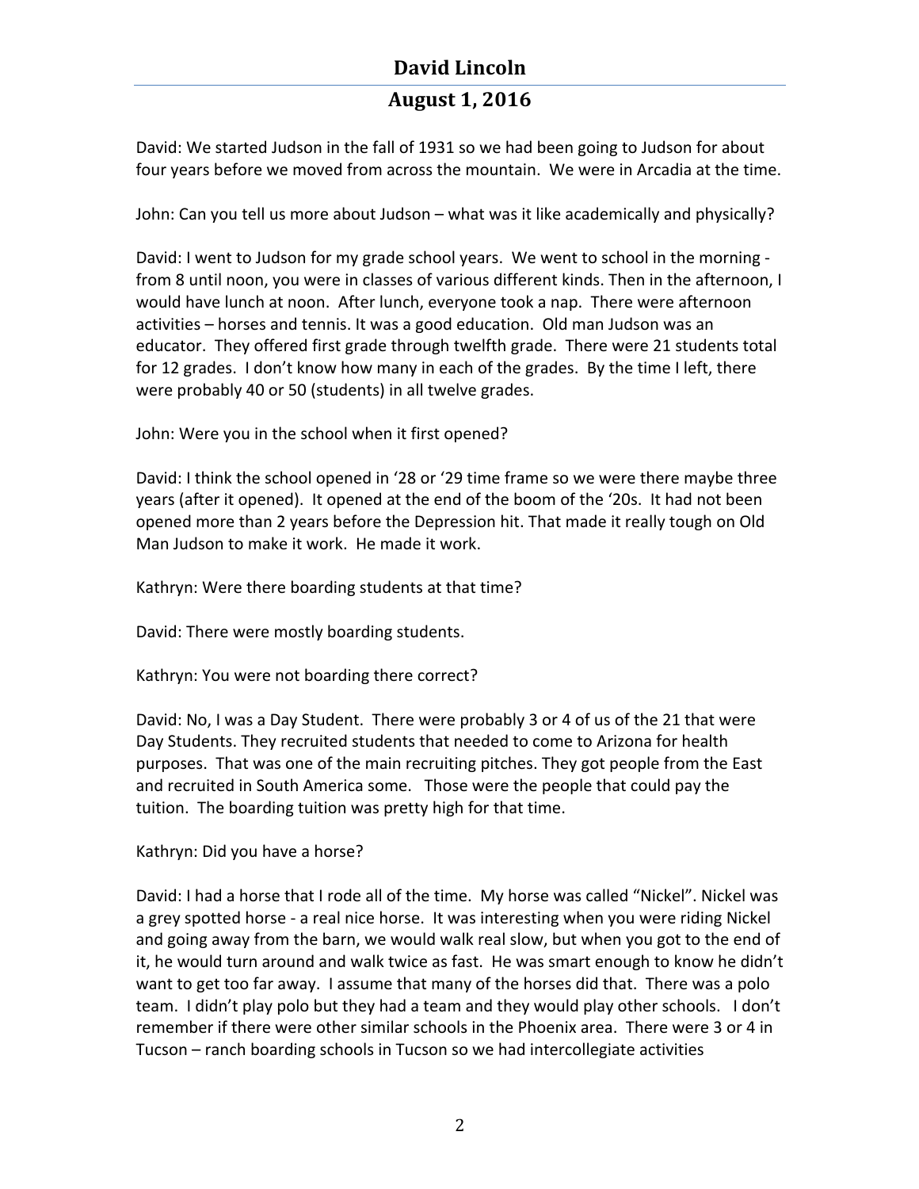David: We started Judson in the fall of 1931 so we had been going to Judson for about four years before we moved from across the mountain. We were in Arcadia at the time.

John: Can you tell us more about Judson – what was it like academically and physically?

David: I went to Judson for my grade school years. We went to school in the morning - from 8 until noon, you were in classes of various different kinds. Then in the afternoon, I would have lunch at noon. After lunch, everyone took a nap. There were afternoon activities – horses and tennis. It was a good education. Old man Judson was an educator. They offered first grade through twelfth grade. There were 21 students total for 12 grades. I don't know how many in each of the grades. By the time I left, there were probably 40 or 50 (students) in all twelve grades.

John: Were you in the school when it first opened?

David: I think the school opened in '28 or '29 time frame so we were there maybe three years (after it opened). It opened at the end of the boom of the '20s. It had not been opened more than 2 years before the Depression hit. That made it really tough on Old Man Judson to make it work. He made it work.

Kathryn: Were there boarding students at that time?

David: There were mostly boarding students.

Kathryn: You were not boarding there correct?

David: No, I was a Day Student. There were probably 3 or 4 of us of the 21 that were Day Students. They recruited students that needed to come to Arizona for health purposes. That was one of the main recruiting pitches. They got people from the East and recruited in South America some. Those were the people that could pay the tuition. The boarding tuition was pretty high for that time.

Kathryn: Did you have a horse?

David: I had a horse that I rode all of the time. My horse was called "Nickel". Nickel was a grey spotted horse - a real nice horse. It was interesting when you were riding Nickel and going away from the barn, we would walk real slow, but when you got to the end of it, he would turn around and walk twice as fast. He was smart enough to know he didn't want to get too far away. I assume that many of the horses did that. There was a polo team. I didn't play polo but they had a team and they would play other schools. I don't remember if there were other similar schools in the Phoenix area. There were 3 or 4 in Tucson – ranch boarding schools in Tucson so we had intercollegiate activities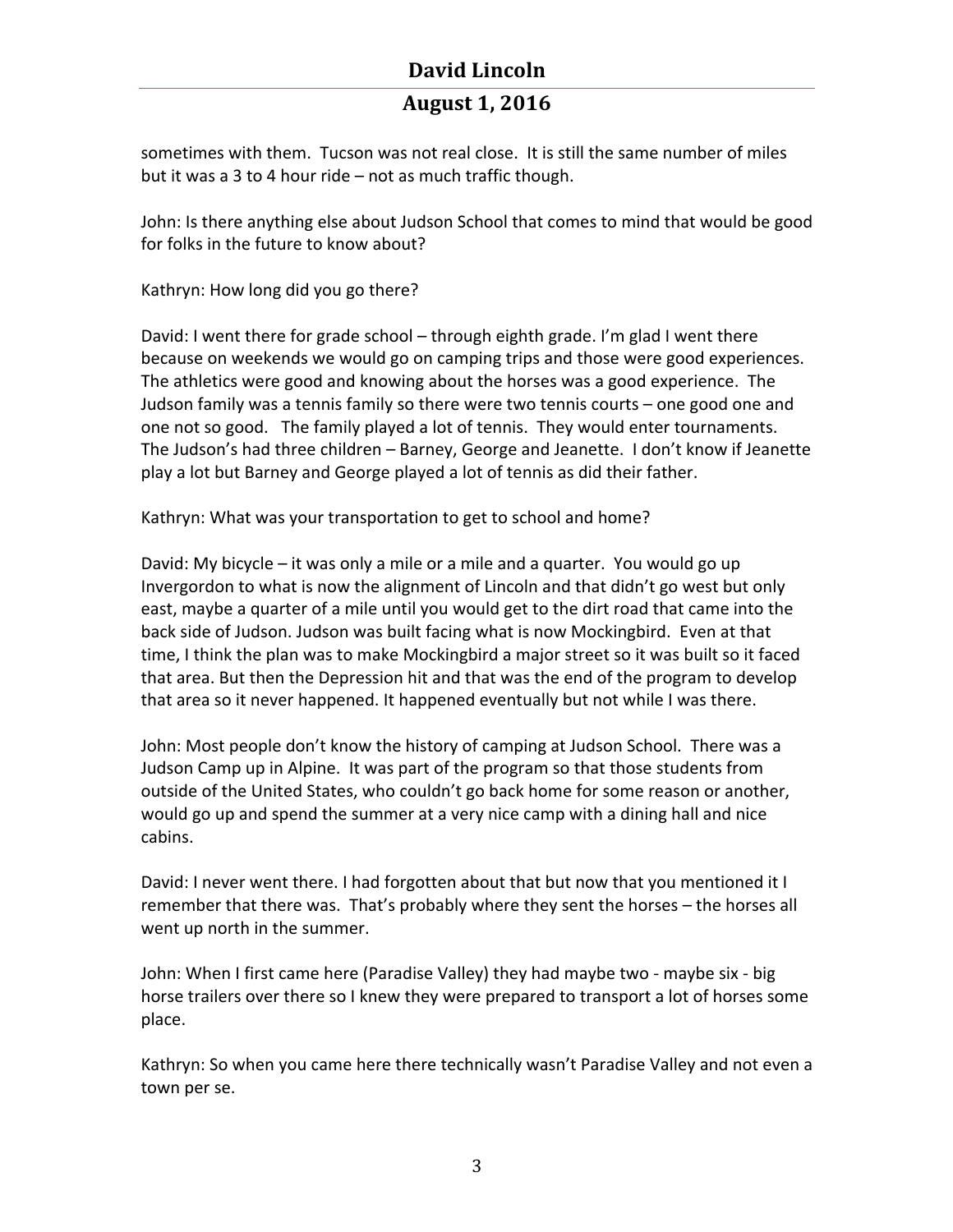sometimes with them. Tucson was not real close. It is still the same number of miles but it was a 3 to 4 hour ride – not as much traffic though.

John: Is there anything else about Judson School that comes to mind that would be good for folks in the future to know about?

Kathryn: How long did you go there?

David: I went there for grade school – through eighth grade. I'm glad I went there because on weekends we would go on camping trips and those were good experiences. The athletics were good and knowing about the horses was a good experience. The Judson family was a tennis family so there were two tennis courts – one good one and one not so good. The family played a lot of tennis. They would enter tournaments. The Judson's had three children – Barney, George and Jeanette. I don't know if Jeanette play a lot but Barney and George played a lot of tennis as did their father.

Kathryn: What was your transportation to get to school and home?

David: My bicycle – it was only a mile or a mile and a quarter. You would go up Invergordon to what is now the alignment of Lincoln and that didn't go west but only east, maybe a quarter of a mile until you would get to the dirt road that came into the back side of Judson. Judson was built facing what is now Mockingbird. Even at that time, I think the plan was to make Mockingbird a major street so it was built so it faced that area. But then the Depression hit and that was the end of the program to develop that area so it never happened. It happened eventually but not while I was there.

John: Most people don't know the history of camping at Judson School. There was a Judson Camp up in Alpine. It was part of the program so that those students from outside of the United States, who couldn't go back home for some reason or another, would go up and spend the summer at a very nice camp with a dining hall and nice cabins.

David: I never went there. I had forgotten about that but now that you mentioned it I remember that there was. That's probably where they sent the horses – the horses all went up north in the summer.

John: When I first came here (Paradise Valley) they had maybe two - maybe six - big horse trailers over there so I knew they were prepared to transport a lot of horses some place.

Kathryn: So when you came here there technically wasn't Paradise Valley and not even a town per se.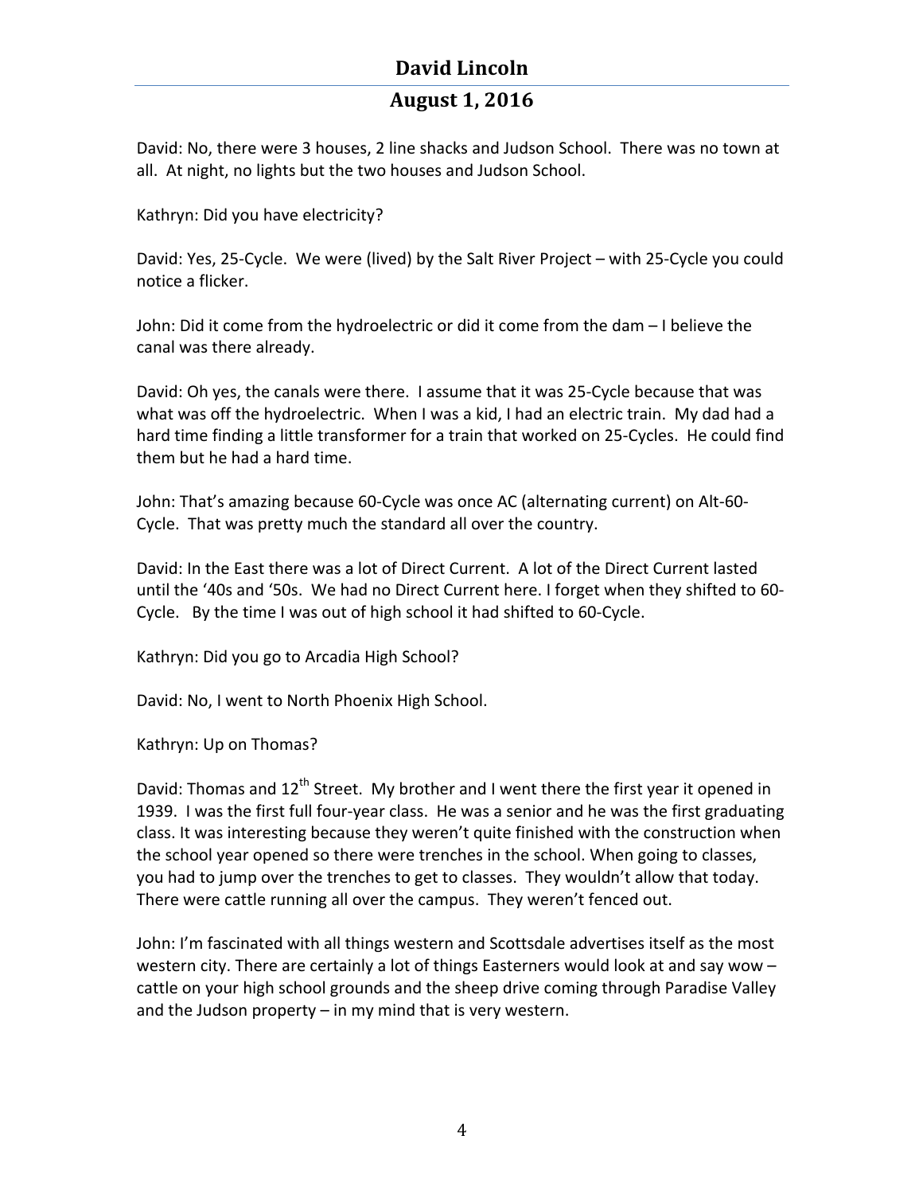David: No, there were 3 houses, 2 line shacks and Judson School. There was no town at all. At night, no lights but the two houses and Judson School.

Kathryn: Did you have electricity?

David: Yes, 25-Cycle. We were (lived) by the Salt River Project – with 25-Cycle you could notice a flicker.

John: Did it come from the hydroelectric or did it come from the dam – I believe the canal was there already.

David: Oh yes, the canals were there. I assume that it was 25-Cycle because that was what was off the hydroelectric. When I was a kid, I had an electric train. My dad had a hard time finding a little transformer for a train that worked on 25-Cycles. He could find them but he had a hard time.

John: That's amazing because 60-Cycle was once AC (alternating current) on Alt-60-Cycle. That was pretty much the standard all over the country.

David: In the East there was a lot of Direct Current. A lot of the Direct Current lasted until the '40s and '50s. We had no Direct Current here. I forget when they shifted to 60-Cycle. By the time I was out of high school it had shifted to 60-Cycle.

Kathryn: Did you go to Arcadia High School?

David: No, I went to North Phoenix High School.

Kathryn: Up on Thomas?

David: Thomas and 12th Street. My brother and I went there the first year it opened in 1939. I was the first full four-year class. He was a senior and he was the first graduating class. It was interesting because they weren't quite finished with the construction when the school year opened so there were trenches in the school. When going to classes, you had to jump over the trenches to get to classes. They wouldn't allow that today. There were cattle running all over the campus. They weren't fenced out.

John: I'm fascinated with all things western and Scottsdale advertises itself as the most western city. There are certainly a lot of things Easterners would look at and say wow – cattle on your high school grounds and the sheep drive coming through Paradise Valley and the Judson property – in my mind that is very western.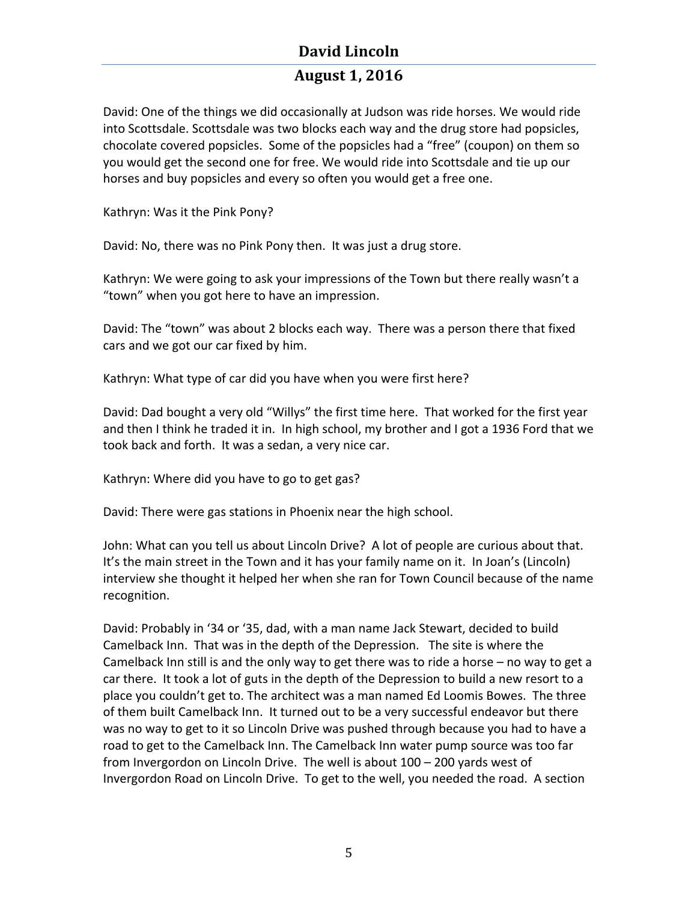David: One of the things we did occasionally at Judson was ride horses. We would ride into Scottsdale. Scottsdale was two blocks each way and the drug store had popsicles, chocolate covered popsicles. Some of the popsicles had a "free" (coupon) on them so you would get the second one for free. We would ride into Scottsdale and tie up our horses and buy popsicles and every so often you would get a free one.

Kathryn: Was it the Pink Pony?

David: No, there was no Pink Pony then. It was just a drug store.

Kathryn: We were going to ask your impressions of the Town but there really wasn't a "town" when you got here to have an impression.

David: The "town" was about 2 blocks each way. There was a person there that fixed cars and we got our car fixed by him.

Kathryn: What type of car did you have when you were first here?

David: Dad bought a very old "Willys" the first time here. That worked for the first year and then I think he traded it in. In high school, my brother and I got a 1936 Ford that we took back and forth. It was a sedan, a very nice car.

Kathryn: Where did you have to go to get gas?

David: There were gas stations in Phoenix near the high school.

John: What can you tell us about Lincoln Drive? A lot of people are curious about that. It's the main street in the Town and it has your family name on it. In Joan's (Lincoln) interview she thought it helped her when she ran for Town Council because of the name recognition.

David: Probably in '34 or '35, dad, with a man name Jack Stewart, decided to build Camelback Inn. That was in the depth of the Depression. The site is where the Camelback Inn still is and the only way to get there was to ride a horse – no way to get a car there. It took a lot of guts in the depth of the Depression to build a new resort to a place you couldn't get to. The architect was a man named Ed Loomis Bowes. The three of them built Camelback Inn. It turned out to be a very successful endeavor but there was no way to get to it so Lincoln Drive was pushed through because you had to have a road to get to the Camelback Inn. The Camelback Inn water pump source was too far from Invergordon on Lincoln Drive. The well is about 100 – 200 yards west of Invergordon Road on Lincoln Drive. To get to the well, you needed the road. A section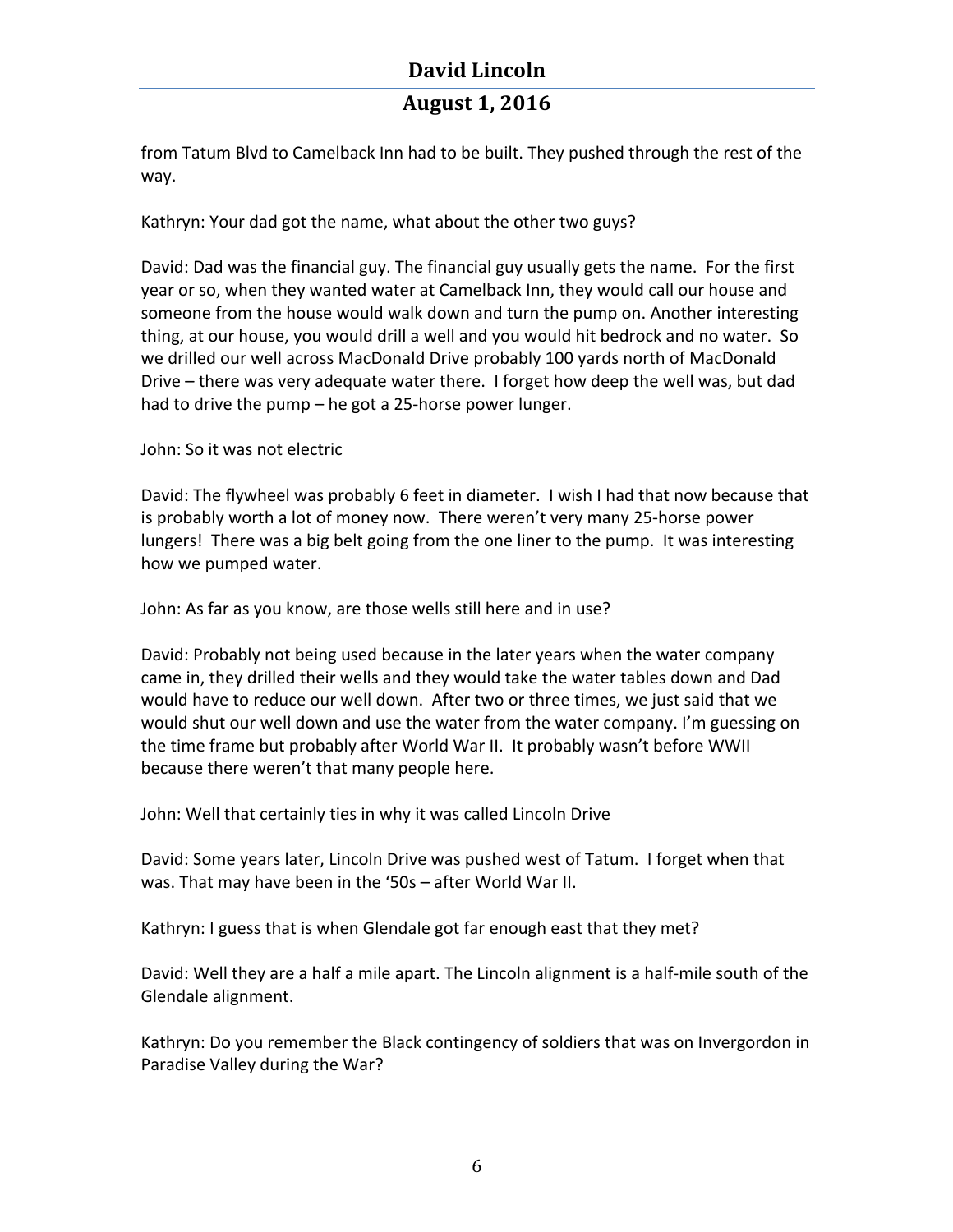from Tatum Blvd to Camelback Inn had to be built. They pushed through the rest of the way.

Kathryn: Your dad got the name, what about the other two guys?

David: Dad was the financial guy. The financial guy usually gets the name. For the first year or so, when they wanted water at Camelback Inn, they would call our house and someone from the house would walk down and turn the pump on. Another interesting thing, at our house, you would drill a well and you would hit bedrock and no water. So we drilled our well across MacDonald Drive probably 100 yards north of MacDonald Drive – there was very adequate water there. I forget how deep the well was, but dad had to drive the pump – he got a 25-horse power lunger.

John: So it was not electric

David: The flywheel was probably 6 feet in diameter. I wish I had that now because that is probably worth a lot of money now. There weren't very many 25-horse power lungers! There was a big belt going from the one liner to the pump. It was interesting how we pumped water.

John: As far as you know, are those wells still here and in use?

David: Probably not being used because in the later years when the water company came in, they drilled their wells and they would take the water tables down and Dad would have to reduce our well down. After two or three times, we just said that we would shut our well down and use the water from the water company. I'm guessing on the time frame but probably after World War II. It probably wasn't before WWII because there weren't that many people here.

John: Well that certainly ties in why it was called Lincoln Drive

David: Some years later, Lincoln Drive was pushed west of Tatum. I forget when that was. That may have been in the '50s – after World War II.

Kathryn: I guess that is when Glendale got far enough east that they met?

David: Well they are a half a mile apart. The Lincoln alignment is a half-mile south of the Glendale alignment.

Kathryn: Do you remember the Black contingency of soldiers that was on Invergordon in Paradise Valley during the War?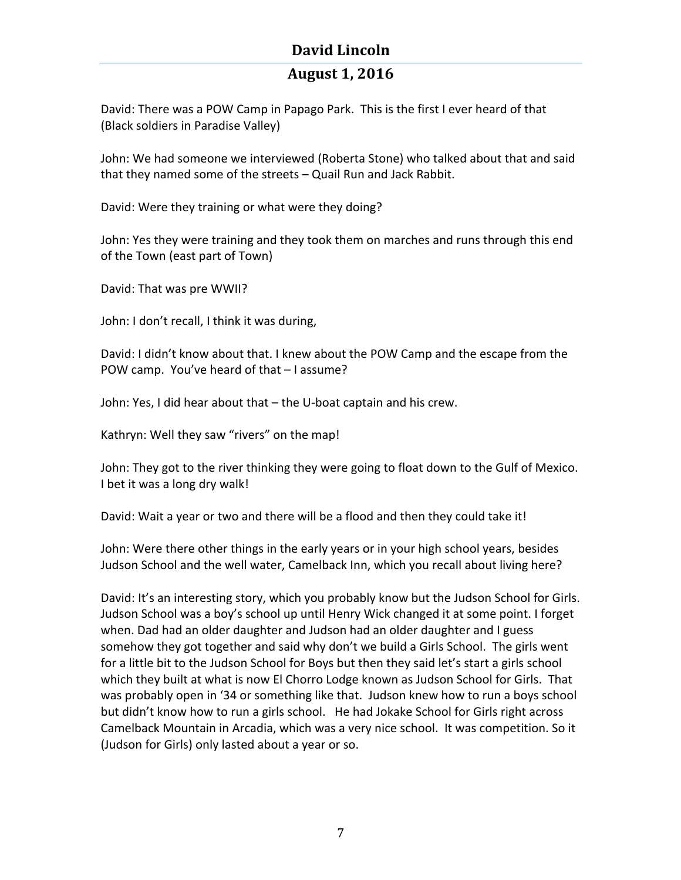David: There was a POW Camp in Papago Park. This is the first I ever heard of that (Black soldiers in Paradise Valley)

John: We had someone we interviewed (Roberta Stone) who talked about that and said that they named some of the streets – Quail Run and Jack Rabbit.

David: Were they training or what were they doing?

John: Yes they were training and they took them on marches and runs through this end of the Town (east part of Town)

David: That was pre WWII?

John: I don't recall, I think it was during,

David: I didn't know about that. I knew about the POW Camp and the escape from the POW camp. You've heard of that – I assume?

John: Yes, I did hear about that – the U-boat captain and his crew.

Kathryn: Well they saw "rivers" on the map!

John: They got to the river thinking they were going to float down to the Gulf of Mexico. I bet it was a long dry walk!

David: Wait a year or two and there will be a flood and then they could take it!

John: Were there other things in the early years or in your high school years, besides Judson School and the well water, Camelback Inn, which you recall about living here?

David: It's an interesting story, which you probably know but the Judson School for Girls. Judson School was a boy's school up until Henry Wick changed it at some point. I forget when. Dad had an older daughter and Judson had an older daughter and I guess somehow they got together and said why don't we build a Girls School. The girls went for a little bit to the Judson School for Boys but then they said let's start a girls school which they built at what is now El Chorro Lodge known as Judson School for Girls. That was probably open in '34 or something like that. Judson knew how to run a boys school but didn't know how to run a girls school. He had Jokake School for Girls right across Camelback Mountain in Arcadia, which was a very nice school. It was competition. So it (Judson for Girls) only lasted about a year or so.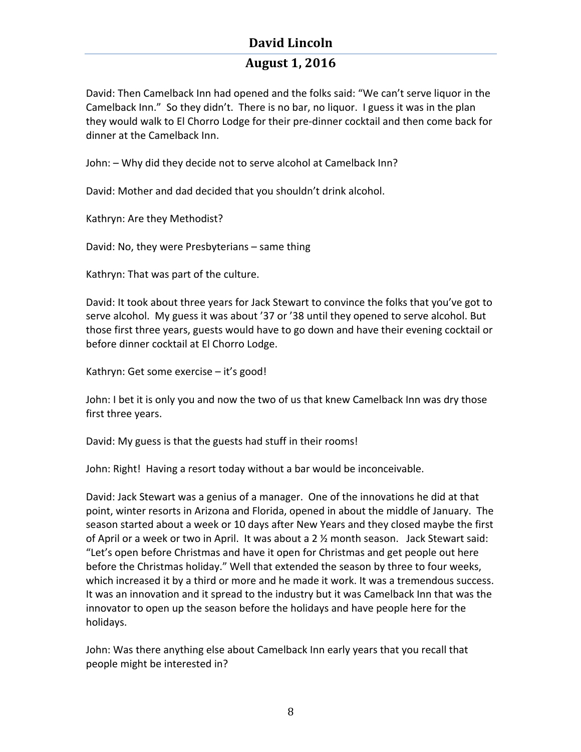David: Then Camelback Inn had opened and the folks said: "We can't serve liquor in the Camelback Inn." So they didn't. There is no bar, no liquor. I guess it was in the plan they would walk to El Chorro Lodge for their pre-dinner cocktail and then come back for dinner at the Camelback Inn.

John: – Why did they decide not to serve alcohol at Camelback Inn?

David: Mother and dad decided that you shouldn't drink alcohol.

Kathryn: Are they Methodist?

David: No, they were Presbyterians – same thing

Kathryn: That was part of the culture.

David: It took about three years for Jack Stewart to convince the folks that you've got to serve alcohol. My guess it was about '37 or '38 until they opened to serve alcohol. But those first three years, guests would have to go down and have their evening cocktail or before dinner cocktail at El Chorro Lodge.

Kathryn: Get some exercise – it's good!

John: I bet it is only you and now the two of us that knew Camelback Inn was dry those first three years.

David: My guess is that the guests had stuff in their rooms!

John: Right! Having a resort today without a bar would be inconceivable.

David: Jack Stewart was a genius of a manager. One of the innovations he did at that point, winter resorts in Arizona and Florida, opened in about the middle of January. The season started about a week or 10 days after New Years and they closed maybe the first of April or a week or two in April. It was about a 2 ½ month season. Jack Stewart said: "Let's open before Christmas and have it open for Christmas and get people out here before the Christmas holiday." Well that extended the season by three to four weeks, which increased it by a third or more and he made it work. It was a tremendous success. It was an innovation and it spread to the industry but it was Camelback Inn that was the innovator to open up the season before the holidays and have people here for the holidays.

John: Was there anything else about Camelback Inn early years that you recall that people might be interested in?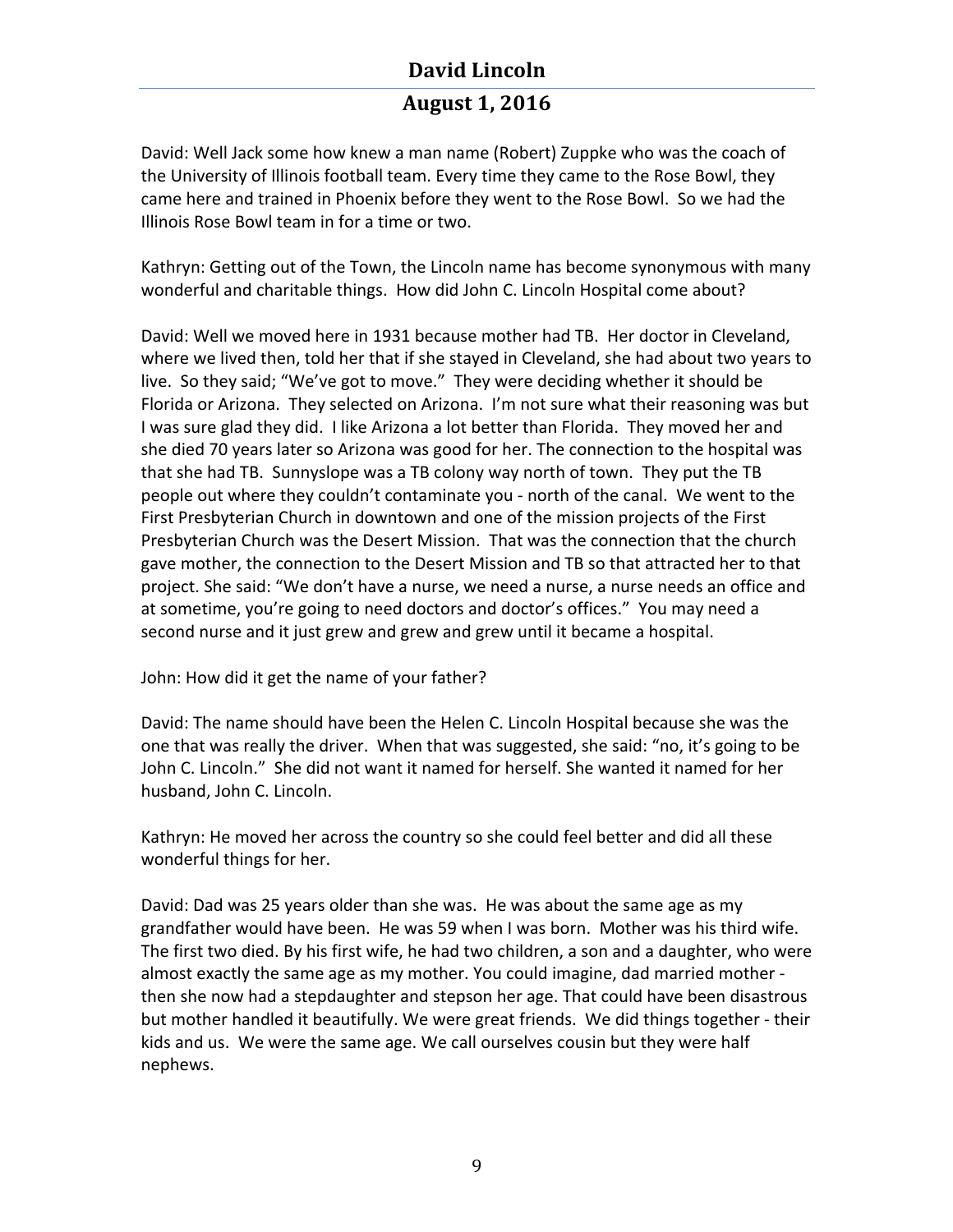David: Well Jack some how knew a man name (Robert) Zuppke who was the coach of the University of Illinois football team. Every time they came to the Rose Bowl, they came here and trained in Phoenix before they went to the Rose Bowl. So we had the Illinois Rose Bowl team in for a time or two.

Kathryn: Getting out of the Town, the Lincoln name has become synonymous with many wonderful and charitable things. How did John C. Lincoln Hospital come about?

David: Well we moved here in 1931 because mother had TB. Her doctor in Cleveland, where we lived then, told her that if she stayed in Cleveland, she had about two years to live. So they said; "We've got to move." They were deciding whether it should be Florida or Arizona. They selected on Arizona. I'm not sure what their reasoning was but I was sure glad they did. I like Arizona a lot better than Florida. They moved her and she died 70 years later so Arizona was good for her. The connection to the hospital was that she had TB. Sunnyslope was a TB colony way north of town. They put the TB people out where they couldn't contaminate you - north of the canal. We went to the First Presbyterian Church in downtown and one of the mission projects of the First Presbyterian Church was the Desert Mission. That was the connection that the church gave mother, the connection to the Desert Mission and TB so that attracted her to that project. She said: "We don't have a nurse, we need a nurse, a nurse needs an office and at sometime, you're going to need doctors and doctor's offices." You may need a second nurse and it just grew and grew and grew until it became a hospital.

John: How did it get the name of your father?

David: The name should have been the Helen C. Lincoln Hospital because she was the one that was really the driver. When that was suggested, she said: "no, it's going to be John C. Lincoln." She did not want it named for herself. She wanted it named for her husband, John C. Lincoln.

Kathryn: He moved her across the country so she could feel better and did all these wonderful things for her.

David: Dad was 25 years older than she was. He was about the same age as my grandfather would have been. He was 59 when I was born. Mother was his third wife. The first two died. By his first wife, he had two children, a son and a daughter, who were almost exactly the same age as my mother. You could imagine, dad married mother - then she now had a stepdaughter and stepson her age. That could have been disastrous but mother handled it beautifully. We were great friends. We did things together - their kids and us. We were the same age. We call ourselves cousin but they were half nephews.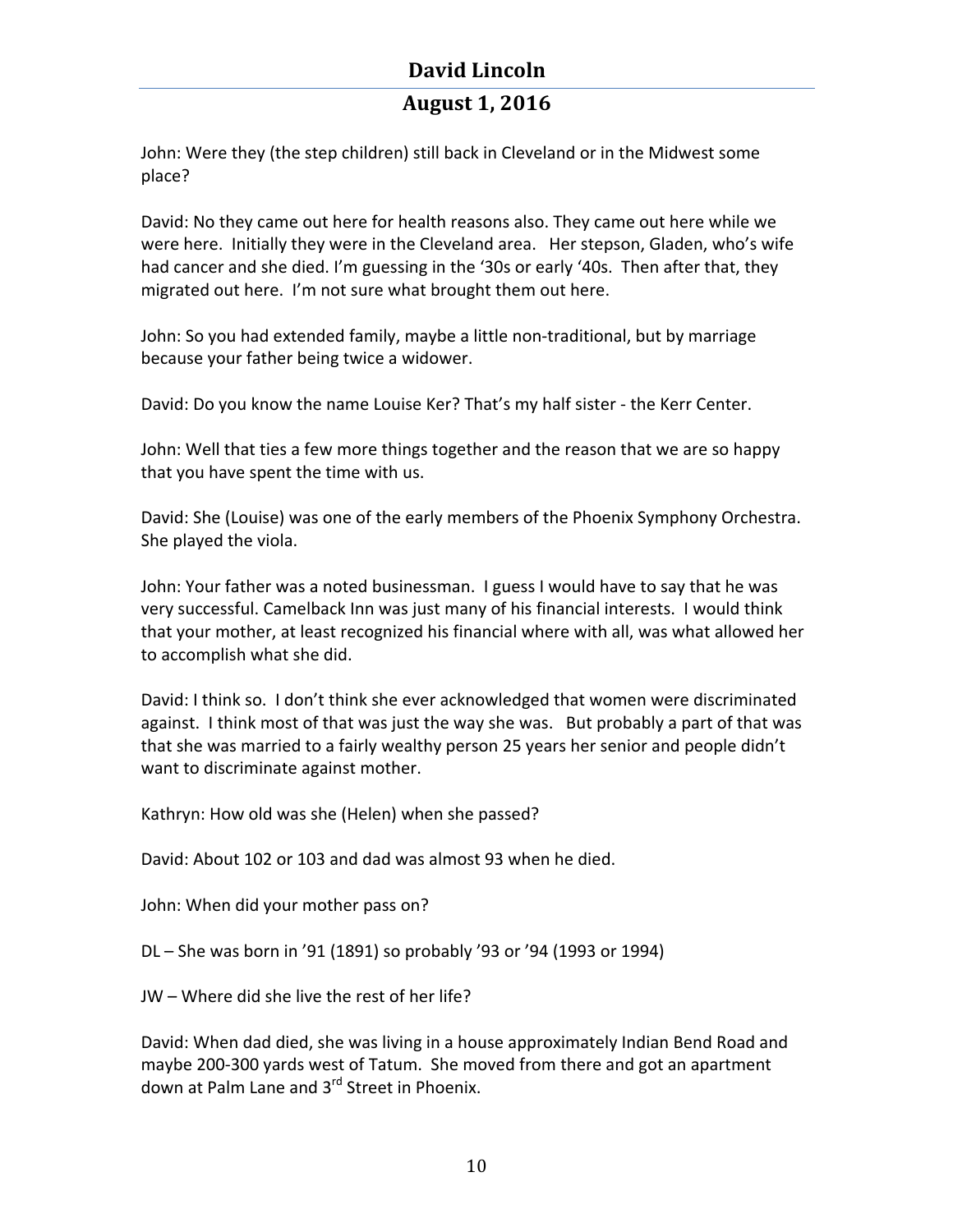John: Were they (the step children) still back in Cleveland or in the Midwest some place?

David: No they came out here for health reasons also. They came out here while we were here. Initially they were in the Cleveland area. Her stepson, Gladen, who's wife had cancer and she died. I'm guessing in the '30s or early '40s. Then after that, they migrated out here. I'm not sure what brought them out here.

John: So you had extended family, maybe a little non-traditional, but by marriage because your father being twice a widower.

David: Do you know the name Louise Ker? That's my half sister - the Kerr Center.

John: Well that ties a few more things together and the reason that we are so happy that you have spent the time with us.

David: She (Louise) was one of the early members of the Phoenix Symphony Orchestra. She played the viola.

John: Your father was a noted businessman. I guess I would have to say that he was very successful. Camelback Inn was just many of his financial interests. I would think that your mother, at least recognized his financial where with all, was what allowed her to accomplish what she did.

David: I think so. I don't think she ever acknowledged that women were discriminated against. I think most of that was just the way she was. But probably a part of that was that she was married to a fairly wealthy person 25 years her senior and people didn't want to discriminate against mother.

Kathryn: How old was she (Helen) when she passed?

David: About 102 or 103 and dad was almost 93 when he died.

John: When did your mother pass on?

DL – She was born in '91 (1891) so probably '93 or '94 (1993 or 1994)

JW – Where did she live the rest of her life?

David: When dad died, she was living in a house approximately Indian Bend Road and maybe 200-300 yards west of Tatum. She moved from there and got an apartment down at Palm Lane and 3rd Street in Phoenix.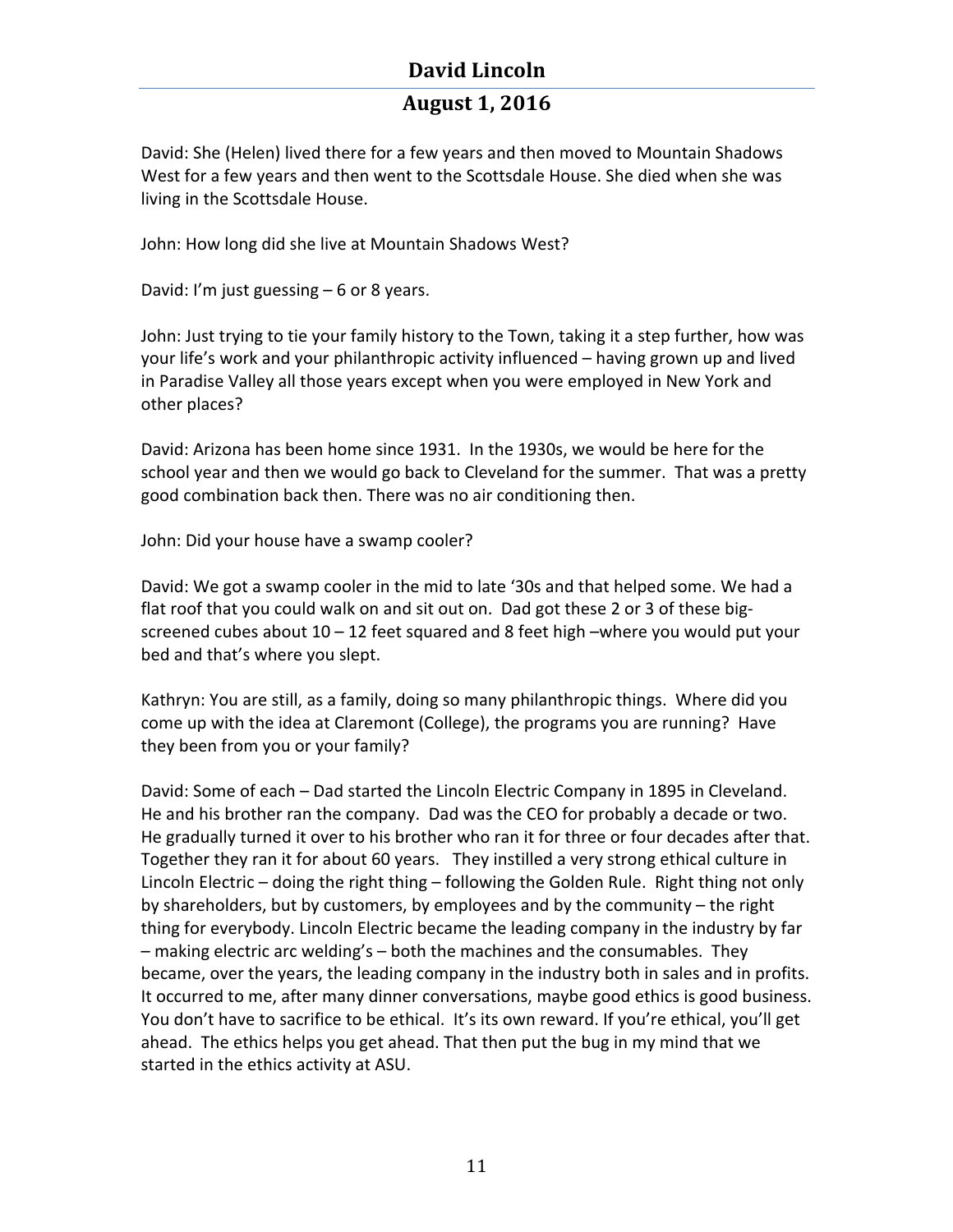David: She (Helen) lived there for a few years and then moved to Mountain Shadows West for a few years and then went to the Scottsdale House. She died when she was living in the Scottsdale House.

John: How long did she live at Mountain Shadows West?

David: I'm just guessing – 6 or 8 years.

John: Just trying to tie your family history to the Town, taking it a step further, how was your life's work and your philanthropic activity influenced – having grown up and lived in Paradise Valley all those years except when you were employed in New York and other places?

David: Arizona has been home since 1931. In the 1930s, we would be here for the school year and then we would go back to Cleveland for the summer. That was a pretty good combination back then. There was no air conditioning then.

John: Did your house have a swamp cooler?

David: We got a swamp cooler in the mid to late '30s and that helped some. We had a flat roof that you could walk on and sit out on. Dad got these 2 or 3 of these big-screened cubes about 10 – 12 feet squared and 8 feet high –where you would put your bed and that's where you slept.

Kathryn: You are still, as a family, doing so many philanthropic things. Where did you come up with the idea at Claremont (College), the programs you are running? Have they been from you or your family?

David: Some of each – Dad started the Lincoln Electric Company in 1895 in Cleveland. He and his brother ran the company. Dad was the CEO for probably a decade or two. He gradually turned it over to his brother who ran it for three or four decades after that. Together they ran it for about 60 years. They instilled a very strong ethical culture in Lincoln Electric – doing the right thing – following the Golden Rule. Right thing not only by shareholders, but by customers, by employees and by the community – the right thing for everybody. Lincoln Electric became the leading company in the industry by far – making electric arc welding's – both the machines and the consumables. They became, over the years, the leading company in the industry both in sales and in profits. It occurred to me, after many dinner conversations, maybe good ethics is good business. You don't have to sacrifice to be ethical. It's its own reward. If you're ethical, you'll get ahead. The ethics helps you get ahead. That then put the bug in my mind that we started in the ethics activity at ASU.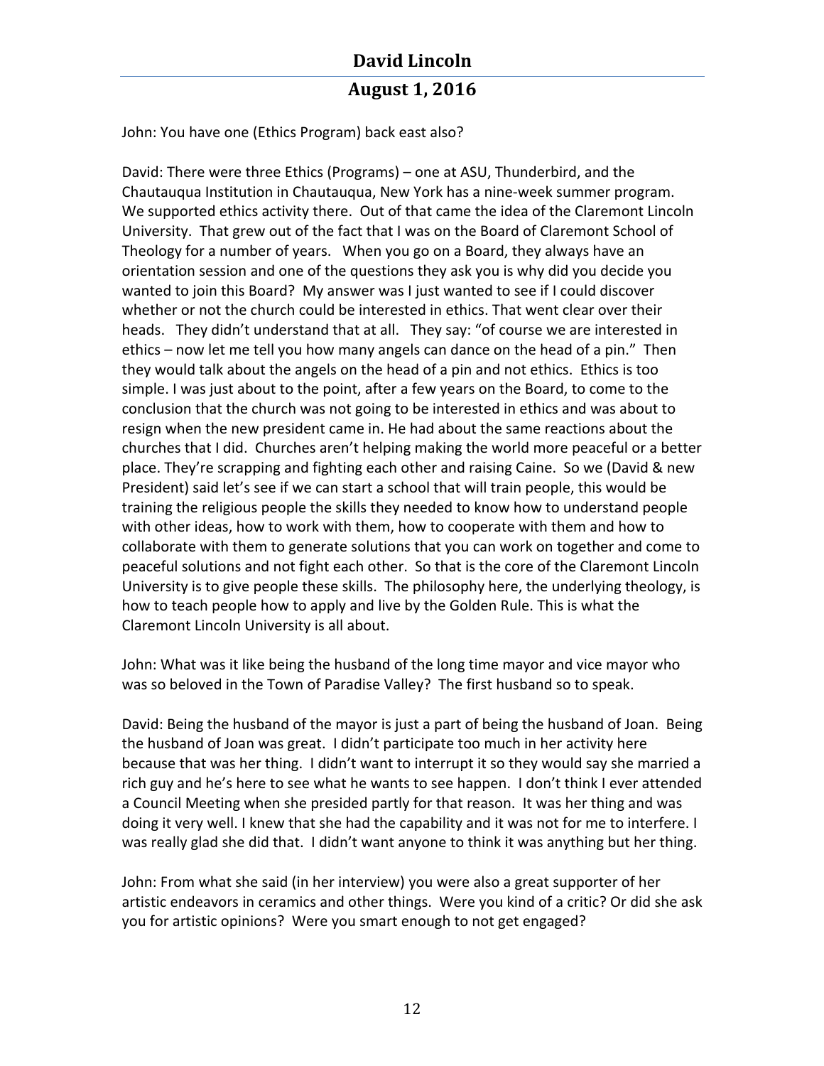John: You have one (Ethics Program) back east also?

David: There were three Ethics (Programs) – one at ASU, Thunderbird, and the Chautauqua Institution in Chautauqua, New York has a nine-week summer program. We supported ethics activity there. Out of that came the idea of the Claremont Lincoln University. That grew out of the fact that I was on the Board of Claremont School of Theology for a number of years. When you go on a Board, they always have an orientation session and one of the questions they ask you is why did you decide you wanted to join this Board? My answer was I just wanted to see if I could discover whether or not the church could be interested in ethics. That went clear over their heads. They didn't understand that at all. They say: "of course we are interested in ethics – now let me tell you how many angels can dance on the head of a pin." Then they would talk about the angels on the head of a pin and not ethics. Ethics is too simple. I was just about to the point, after a few years on the Board, to come to the conclusion that the church was not going to be interested in ethics and was about to resign when the new president came in. He had about the same reactions about the churches that I did. Churches aren't helping making the world more peaceful or a better place. They're scrapping and fighting each other and raising Caine. So we (David & new President) said let's see if we can start a school that will train people, this would be training the religious people the skills they needed to know how to understand people with other ideas, how to work with them, how to cooperate with them and how to collaborate with them to generate solutions that you can work on together and come to peaceful solutions and not fight each other. So that is the core of the Claremont Lincoln University is to give people these skills. The philosophy here, the underlying theology, is how to teach people how to apply and live by the Golden Rule. This is what the Claremont Lincoln University is all about.

John: What was it like being the husband of the long time mayor and vice mayor who was so beloved in the Town of Paradise Valley? The first husband so to speak.

David: Being the husband of the mayor is just a part of being the husband of Joan. Being the husband of Joan was great. I didn't participate too much in her activity here because that was her thing. I didn't want to interrupt it so they would say she married a rich guy and he's here to see what he wants to see happen. I don't think I ever attended a Council Meeting when she presided partly for that reason. It was her thing and was doing it very well. I knew that she had the capability and it was not for me to interfere. I was really glad she did that. I didn't want anyone to think it was anything but her thing.

John: From what she said (in her interview) you were also a great supporter of her artistic endeavors in ceramics and other things. Were you kind of a critic? Or did she ask you for artistic opinions? Were you smart enough to not get engaged?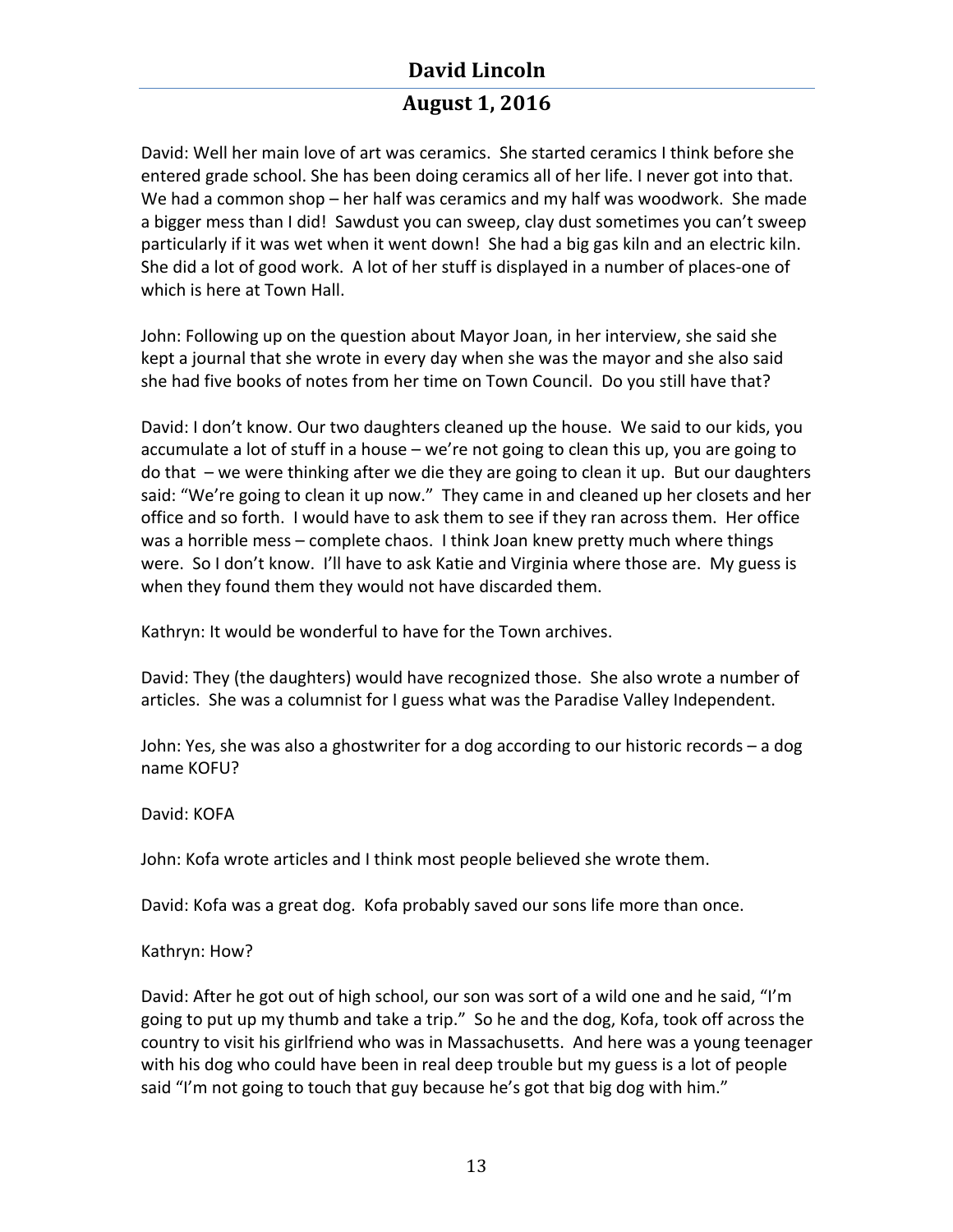David: Well her main love of art was ceramics. She started ceramics I think before she entered grade school. She has been doing ceramics all of her life. I never got into that. We had a common shop – her half was ceramics and my half was woodwork. She made a bigger mess than I did! Sawdust you can sweep, clay dust sometimes you can't sweep particularly if it was wet when it went down! She had a big gas kiln and an electric kiln. She did a lot of good work. A lot of her stuff is displayed in a number of places-one of which is here at Town Hall.

John: Following up on the question about Mayor Joan, in her interview, she said she kept a journal that she wrote in every day when she was the mayor and she also said she had five books of notes from her time on Town Council. Do you still have that?

David: I don't know. Our two daughters cleaned up the house. We said to our kids, you accumulate a lot of stuff in a house – we're not going to clean this up, you are going to do that – we were thinking after we die they are going to clean it up. But our daughters said: "We're going to clean it up now." They came in and cleaned up her closets and her office and so forth. I would have to ask them to see if they ran across them. Her office was a horrible mess – complete chaos. I think Joan knew pretty much where things were. So I don't know. I'll have to ask Katie and Virginia where those are. My guess is when they found them they would not have discarded them.

Kathryn: It would be wonderful to have for the Town archives.

David: They (the daughters) would have recognized those. She also wrote a number of articles. She was a columnist for I guess what was the Paradise Valley Independent.

John: Yes, she was also a ghostwriter for a dog according to our historic records – a dog name KOFU?

David: KOFA

John: Kofa wrote articles and I think most people believed she wrote them.

David: Kofa was a great dog. Kofa probably saved our sons life more than once.

Kathryn: How?

David: After he got out of high school, our son was sort of a wild one and he said, "I'm going to put up my thumb and take a trip." So he and the dog, Kofa, took off across the country to visit his girlfriend who was in Massachusetts. And here was a young teenager with his dog who could have been in real deep trouble but my guess is a lot of people said "I'm not going to touch that guy because he's got that big dog with him."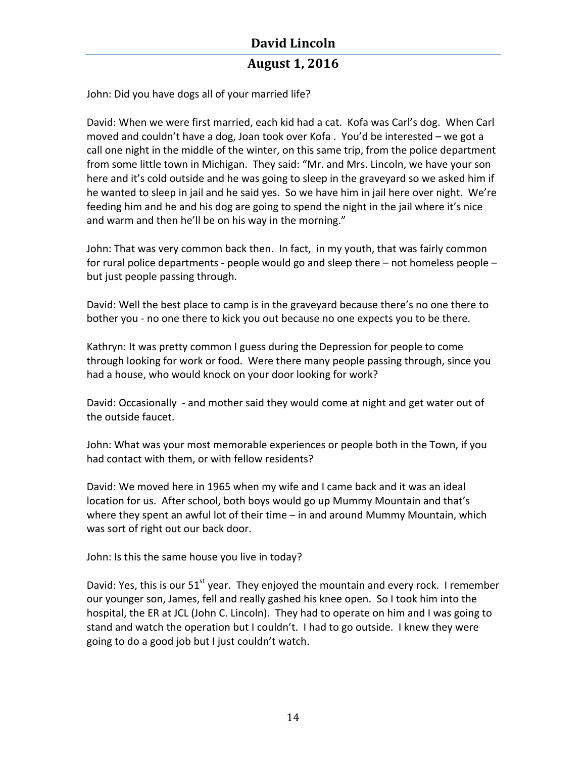John: Did you have dogs all of your married life?

David: When we were first married, each kid had a cat. Kofa was Carl's dog. When Carl moved and couldn't have a dog, Joan took over Kofa . You'd be interested – we got a call one night in the middle of the winter, on this same trip, from the police department from some little town in Michigan. They said: "Mr. and Mrs. Lincoln, we have your son here and it's cold outside and he was going to sleep in the graveyard so we asked him if he wanted to sleep in jail and he said yes. So we have him in jail here over night. We're feeding him and he and his dog are going to spend the night in the jail where it's nice and warm and then he'll be on his way in the morning."

John: That was very common back then. In fact, in my youth, that was fairly common for rural police departments - people would go and sleep there – not homeless people – but just people passing through.

David: Well the best place to camp is in the graveyard because there's no one there to bother you - no one there to kick you out because no one expects you to be there.

Kathryn: It was pretty common I guess during the Depression for people to come through looking for work or food. Were there many people passing through, since you had a house, who would knock on your door looking for work?

David: Occasionally - and mother said they would come at night and get water out of the outside faucet.

John: What was your most memorable experiences or people both in the Town, if you had contact with them, or with fellow residents?

David: We moved here in 1965 when my wife and I came back and it was an ideal location for us. After school, both boys would go up Mummy Mountain and that's where they spent an awful lot of their time – in and around Mummy Mountain, which was sort of right out our back door.

John: Is this the same house you live in today?

David: Yes, this is our 51st year. They enjoyed the mountain and every rock. I remember our younger son, James, fell and really gashed his knee open. So I took him into the hospital, the ER at JCL (John C. Lincoln). They had to operate on him and I was going to stand and watch the operation but I couldn't. I had to go outside. I knew they were going to do a good job but I just couldn't watch.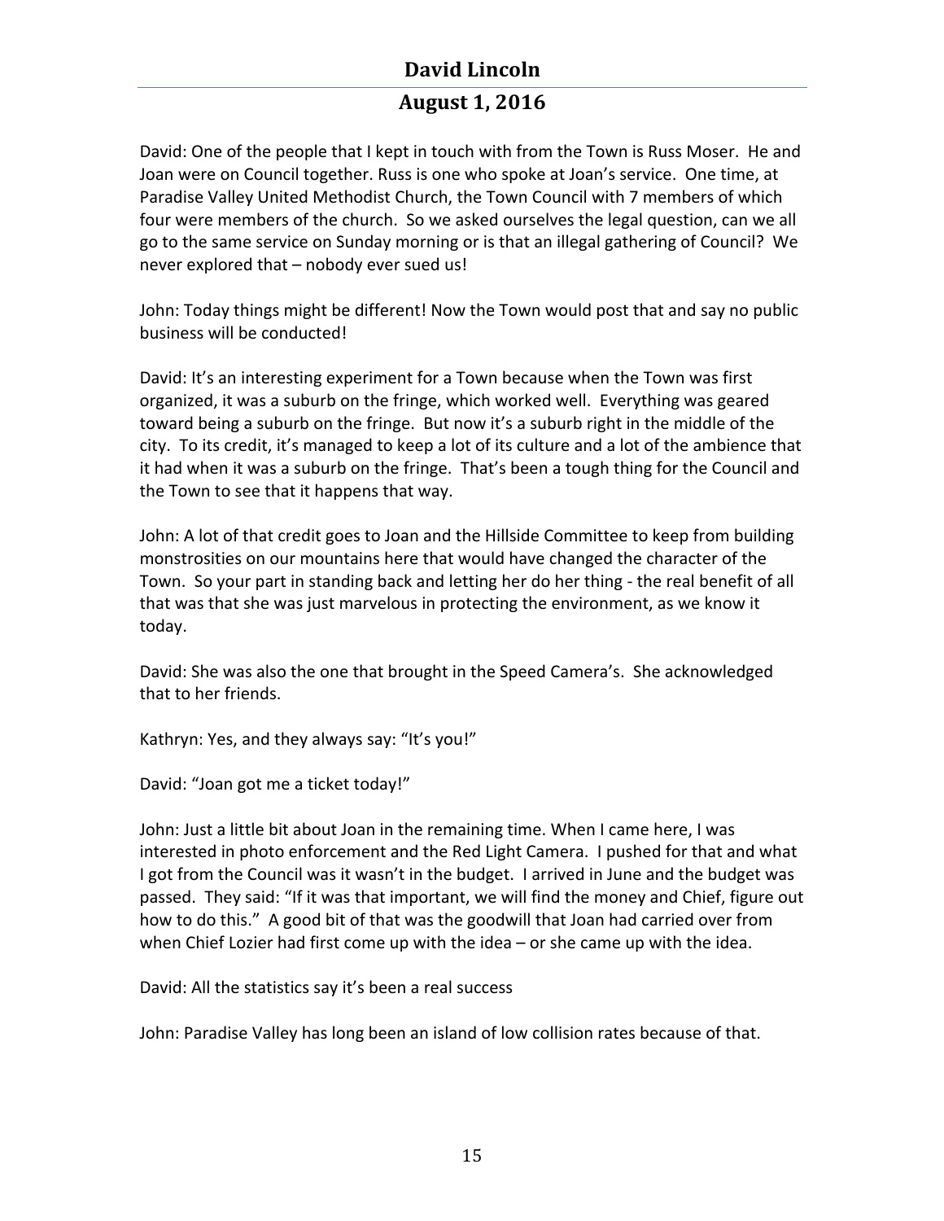David: One of the people that I kept in touch with from the Town is Russ Moser. He and Joan were on Council together. Russ is one who spoke at Joan's service. One time, at Paradise Valley United Methodist Church, the Town Council with 7 members of which four were members of the church. So we asked ourselves the legal question, can we all go to the same service on Sunday morning or is that an illegal gathering of Council? We never explored that – nobody ever sued us!

John: Today things might be different! Now the Town would post that and say no public business will be conducted!

David: It's an interesting experiment for a Town because when the Town was first organized, it was a suburb on the fringe, which worked well. Everything was geared toward being a suburb on the fringe. But now it's a suburb right in the middle of the city. To its credit, it's managed to keep a lot of its culture and a lot of the ambience that it had when it was a suburb on the fringe. That's been a tough thing for the Council and the Town to see that it happens that way.

John: A lot of that credit goes to Joan and the Hillside Committee to keep from building monstrosities on our mountains here that would have changed the character of the Town. So your part in standing back and letting her do her thing - the real benefit of all that was that she was just marvelous in protecting the environment, as we know it today.

David: She was also the one that brought in the Speed Camera's. She acknowledged that to her friends.

Kathryn: Yes, and they always say: "It's you!"

David: "Joan got me a ticket today!"

John: Just a little bit about Joan in the remaining time. When I came here, I was interested in photo enforcement and the Red Light Camera. I pushed for that and what I got from the Council was it wasn't in the budget. I arrived in June and the budget was passed. They said: "If it was that important, we will find the money and Chief, figure out how to do this." A good bit of that was the goodwill that Joan had carried over from when Chief Lozier had first come up with the idea – or she came up with the idea.

David: All the statistics say it's been a real success

John: Paradise Valley has long been an island of low collision rates because of that.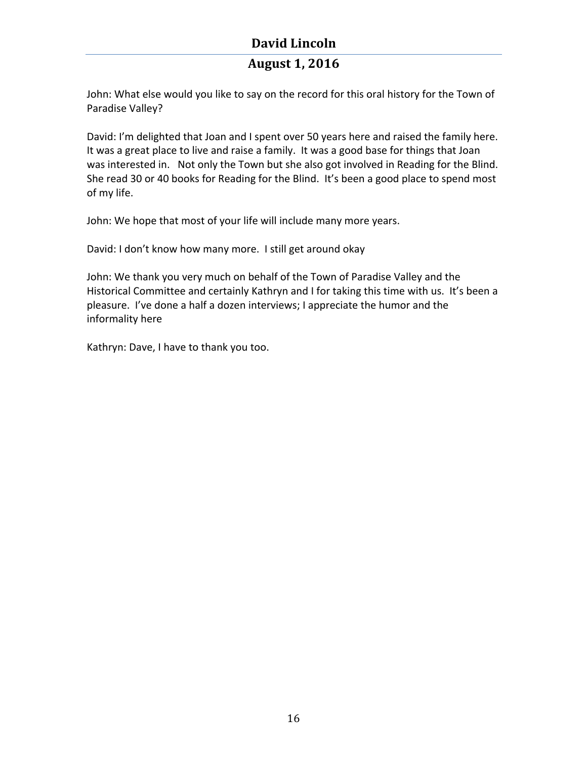John: What else would you like to say on the record for this oral history for the Town of Paradise Valley?

David: I'm delighted that Joan and I spent over 50 years here and raised the family here. It was a great place to live and raise a family. It was a good base for things that Joan was interested in. Not only the Town but she also got involved in Reading for the Blind. She read 30 or 40 books for Reading for the Blind. It's been a good place to spend most of my life.

John: We hope that most of your life will include many more years.

David: I don't know how many more. I still get around okay

John: We thank you very much on behalf of the Town of Paradise Valley and the Historical Committee and certainly Kathryn and I for taking this time with us. It's been a pleasure. I've done a half a dozen interviews; I appreciate the humor and the informality here

Kathryn: Dave, I have to thank you too.